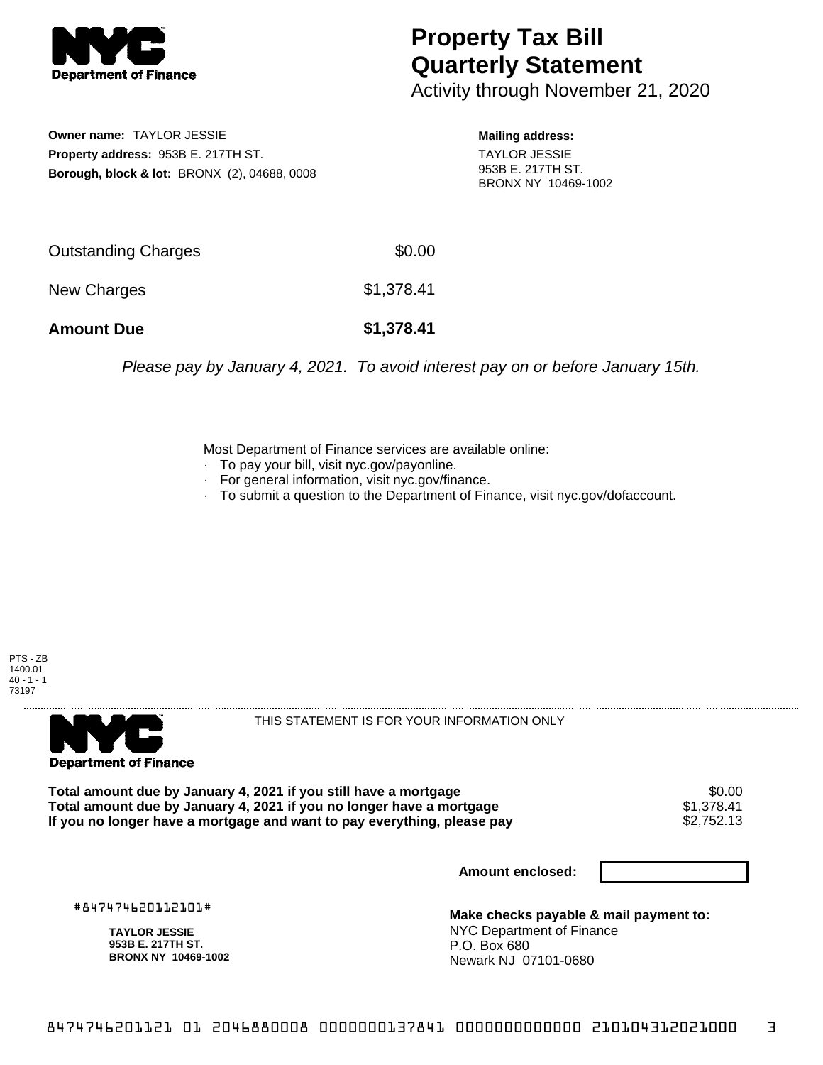# Property Tax Bill Quarterly Statement

Activity through November 21, 2020

**Owner name:** TAYLOR JESSIE
**Property address:** 953B E. 217TH ST.
**Borough, block & lot:** BRONX (2), 04688, 0008

**Mailing address:**
TAYLOR JESSIE
953B E. 217TH ST.
BRONX NY 10469-1002

| | |
|---|---|
| Outstanding Charges | $0.00 |
| New Charges | $1,378.41 |
| **Amount Due** | **$1,378.41** |

*Please pay by January 4, 2021. To avoid interest pay on or before January 15th.*

Most Department of Finance services are available online:

- To pay your bill, visit nyc.gov/payonline.
- For general information, visit nyc.gov/finance.
- To submit a question to the Department of Finance, visit nyc.gov/dofaccount.

PTS - ZB
1400.01
40 - 1 - 1
73197

THIS STATEMENT IS FOR YOUR INFORMATION ONLY

| | |
|---|---|
| **Total amount due by January 4, 2021 if you still have a mortgage** | $0.00 |
| **Total amount due by January 4, 2021 if you no longer have a mortgage** | $1,378.41 |
| **If you no longer have a mortgage and want to pay everything, please pay** | $2,752.13 |

**Amount enclosed:**

#847474620112101#

**TAYLOR JESSIE**
**953B E. 217TH ST.**
**BRONX NY 10469-1002**

**Make checks payable & mail payment to:**
NYC Department of Finance
P.O. Box 680
Newark NJ 07101-0680

8474746201121 01 2046880008 0000000137841 0000000000000 210104312021000 3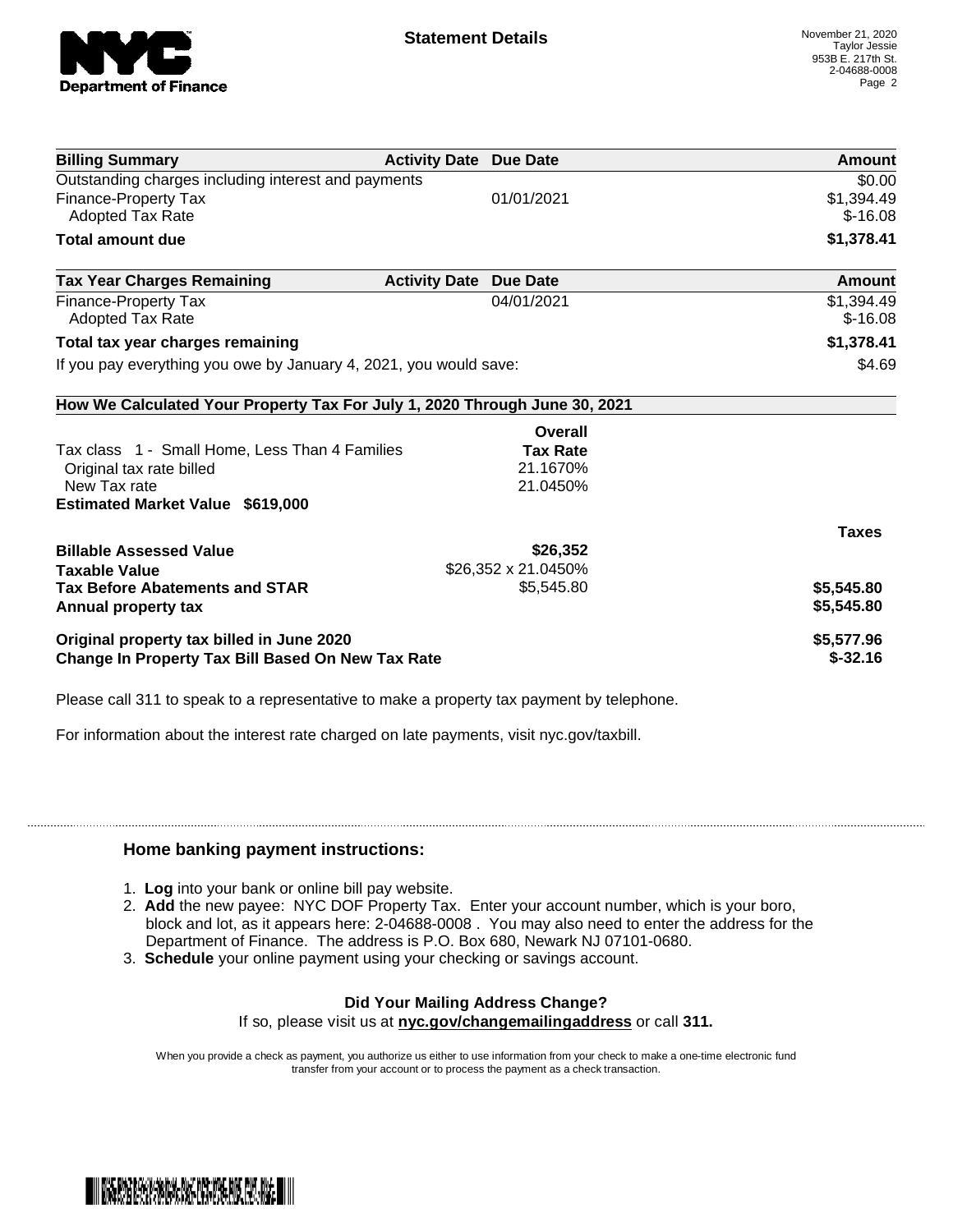**Department of Finance**

## Statement Details

November 21, 2020
Taylor Jessie
953B E. 217th St.
2-04688-0008

| Billing Summary | Activity Date | Due Date | Amount |
|---|---|---|---|
| Outstanding charges including interest and payments | | | $0.00 |
| Finance-Property Tax | | 01/01/2021 | $1,394.49 |
| Adopted Tax Rate | | | $-16.08 |
| **Total amount due** | | | **$1,378.41** |

| Tax Year Charges Remaining | Activity Date | Due Date | Amount |
|---|---|---|---|
| Finance-Property Tax | | 04/01/2021 | $1,394.49 |
| Adopted Tax Rate | | | $-16.08 |
| **Total tax year charges remaining** | | | **$1,378.41** |
| If you pay everything you owe by January 4, 2021, you would save: | | | $4.69 |

### How We Calculated Your Property Tax For July 1, 2020 Through June 30, 2021

| | Overall Tax Rate | Taxes |
|---|---|---|
| Tax class 1 - Small Home, Less Than 4 Families | | |
| Original tax rate billed | 21.1670% | |
| New Tax rate | 21.0450% | |
| **Estimated Market Value $619,000** | | |
| **Billable Assessed Value** | **$26,352** | |
| **Taxable Value** | $26,352 x 21.0450% | |
| **Tax Before Abatements and STAR** | $5,545.80 | **$5,545.80** |
| **Annual property tax** | | **$5,545.80** |
| **Original property tax billed in June 2020** | | **$5,577.96** |
| **Change In Property Tax Bill Based On New Tax Rate** | | **$-32.16** |

Please call 311 to speak to a representative to make a property tax payment by telephone.

For information about the interest rate charged on late payments, visit nyc.gov/taxbill.

### Home banking payment instructions:

1. **Log** into your bank or online bill pay website.
2. **Add** the new payee: NYC DOF Property Tax. Enter your account number, which is your boro, block and lot, as it appears here: 2-04688-0008 . You may also need to enter the address for the Department of Finance. The address is P.O. Box 680, Newark NJ 07101-0680.
3. **Schedule** your online payment using your checking or savings account.

**Did Your Mailing Address Change?**
If so, please visit us at **nyc.gov/changemailingaddress** or call **311.**

When you provide a check as payment, you authorize us either to use information from your check to make a one-time electronic fund transfer from your account or to process the payment as a check transaction.